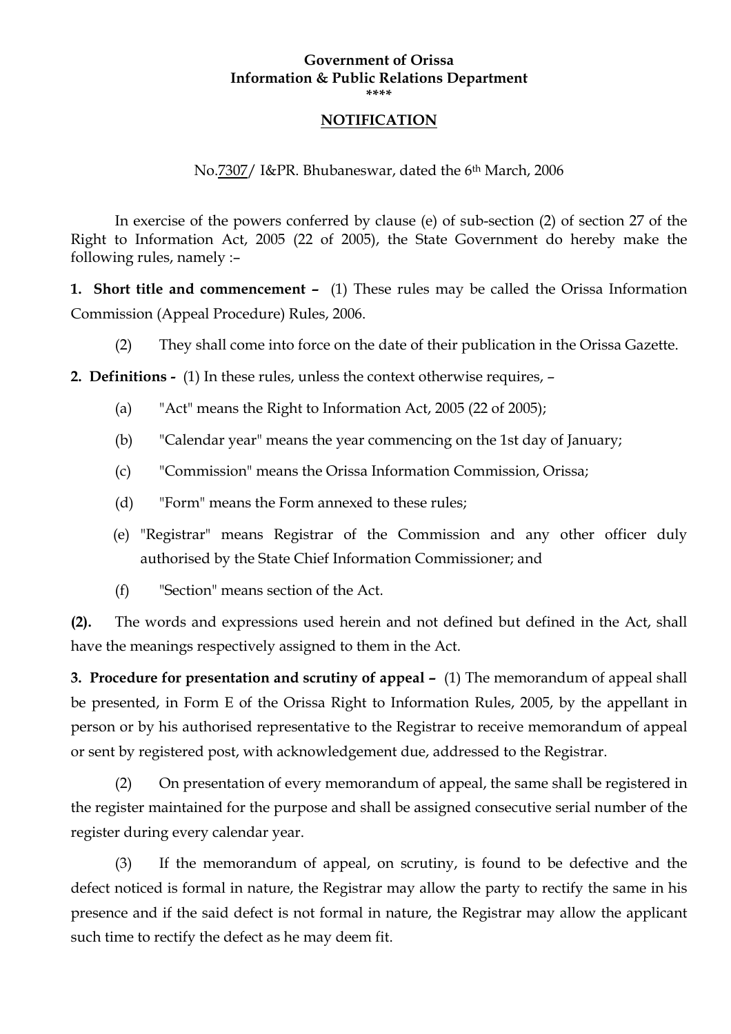**Government of Orissa**
**Information & Public Relations Department**
****

## NOTIFICATION

No.7307/ I&PR. Bhubaneswar, dated the 6th March, 2006

In exercise of the powers conferred by clause (e) of sub-section (2) of section 27 of the Right to Information Act, 2005 (22 of 2005), the State Government do hereby make the following rules, namely :–

**1. Short title and commencement –** (1) These rules may be called the Orissa Information Commission (Appeal Procedure) Rules, 2006.

(2) They shall come into force on the date of their publication in the Orissa Gazette.

**2. Definitions -** (1) In these rules, unless the context otherwise requires, –

(a) "Act" means the Right to Information Act, 2005 (22 of 2005);

(b) "Calendar year" means the year commencing on the 1st day of January;

(c) "Commission" means the Orissa Information Commission, Orissa;

(d) "Form" means the Form annexed to these rules;

(e) "Registrar" means Registrar of the Commission and any other officer duly authorised by the State Chief Information Commissioner; and

(f) "Section" means section of the Act.

**(2).** The words and expressions used herein and not defined but defined in the Act, shall have the meanings respectively assigned to them in the Act.

**3. Procedure for presentation and scrutiny of appeal –** (1) The memorandum of appeal shall be presented, in Form E of the Orissa Right to Information Rules, 2005, by the appellant in person or by his authorised representative to the Registrar to receive memorandum of appeal or sent by registered post, with acknowledgement due, addressed to the Registrar.

(2) On presentation of every memorandum of appeal, the same shall be registered in the register maintained for the purpose and shall be assigned consecutive serial number of the register during every calendar year.

(3) If the memorandum of appeal, on scrutiny, is found to be defective and the defect noticed is formal in nature, the Registrar may allow the party to rectify the same in his presence and if the said defect is not formal in nature, the Registrar may allow the applicant such time to rectify the defect as he may deem fit.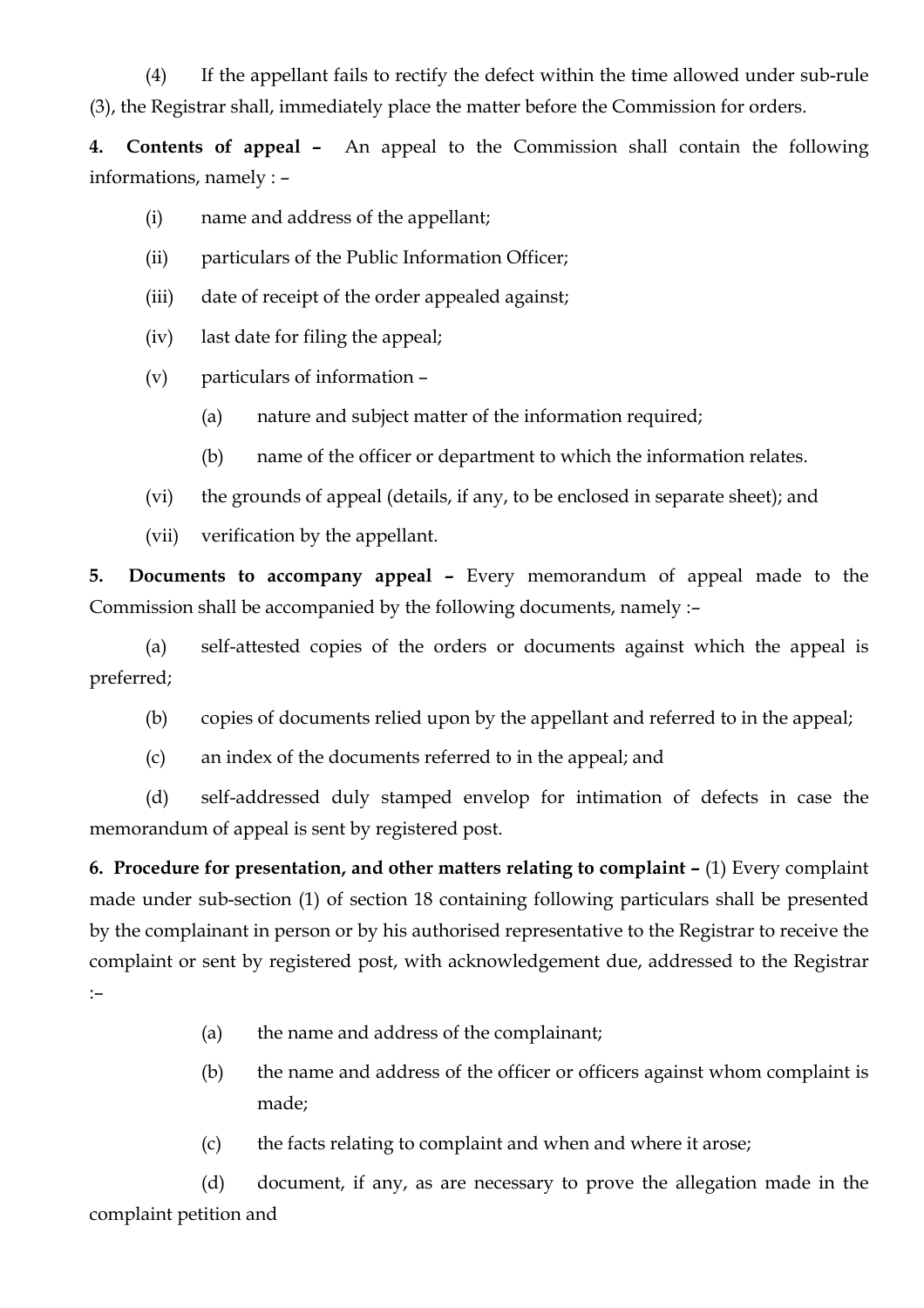(4) If the appellant fails to rectify the defect within the time allowed under sub-rule (3), the Registrar shall, immediately place the matter before the Commission for orders.

**4. Contents of appeal –** An appeal to the Commission shall contain the following informations, namely : –

(i) name and address of the appellant;

(ii) particulars of the Public Information Officer;

(iii) date of receipt of the order appealed against;

(iv) last date for filing the appeal;

(v) particulars of information –

(a) nature and subject matter of the information required;

(b) name of the officer or department to which the information relates.

(vi) the grounds of appeal (details, if any, to be enclosed in separate sheet); and

(vii) verification by the appellant.

**5. Documents to accompany appeal –** Every memorandum of appeal made to the Commission shall be accompanied by the following documents, namely :–

(a) self-attested copies of the orders or documents against which the appeal is preferred;

(b) copies of documents relied upon by the appellant and referred to in the appeal;

(c) an index of the documents referred to in the appeal; and

(d) self-addressed duly stamped envelop for intimation of defects in case the memorandum of appeal is sent by registered post.

**6. Procedure for presentation, and other matters relating to complaint –** (1) Every complaint made under sub-section (1) of section 18 containing following particulars shall be presented by the complainant in person or by his authorised representative to the Registrar to receive the complaint or sent by registered post, with acknowledgement due, addressed to the Registrar :–

(a) the name and address of the complainant;

(b) the name and address of the officer or officers against whom complaint is made;

(c) the facts relating to complaint and when and where it arose;

(d) document, if any, as are necessary to prove the allegation made in the complaint petition and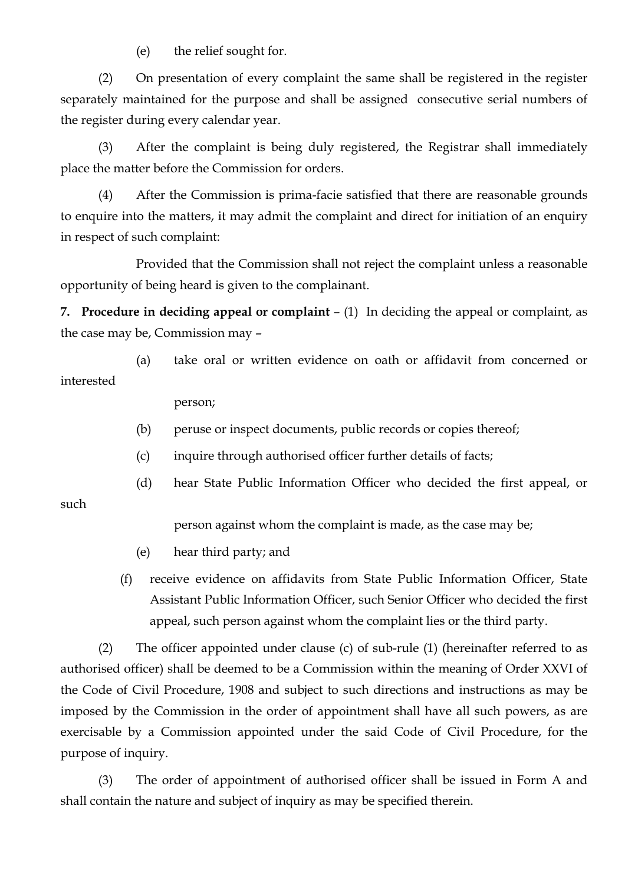(e) the relief sought for.

(2) On presentation of every complaint the same shall be registered in the register separately maintained for the purpose and shall be assigned consecutive serial numbers of the register during every calendar year.

(3) After the complaint is being duly registered, the Registrar shall immediately place the matter before the Commission for orders.

(4) After the Commission is prima-facie satisfied that there are reasonable grounds to enquire into the matters, it may admit the complaint and direct for initiation of an enquiry in respect of such complaint:

Provided that the Commission shall not reject the complaint unless a reasonable opportunity of being heard is given to the complainant.

**7. Procedure in deciding appeal or complaint** – (1) In deciding the appeal or complaint, as the case may be, Commission may –

(a) take oral or written evidence on oath or affidavit from concerned or interested person;

(b) peruse or inspect documents, public records or copies thereof;

(c) inquire through authorised officer further details of facts;

(d) hear State Public Information Officer who decided the first appeal, or such person against whom the complaint is made, as the case may be;

(e) hear third party; and

(f) receive evidence on affidavits from State Public Information Officer, State Assistant Public Information Officer, such Senior Officer who decided the first appeal, such person against whom the complaint lies or the third party.

(2) The officer appointed under clause (c) of sub-rule (1) (hereinafter referred to as authorised officer) shall be deemed to be a Commission within the meaning of Order XXVI of the Code of Civil Procedure, 1908 and subject to such directions and instructions as may be imposed by the Commission in the order of appointment shall have all such powers, as are exercisable by a Commission appointed under the said Code of Civil Procedure, for the purpose of inquiry.

(3) The order of appointment of authorised officer shall be issued in Form A and shall contain the nature and subject of inquiry as may be specified therein.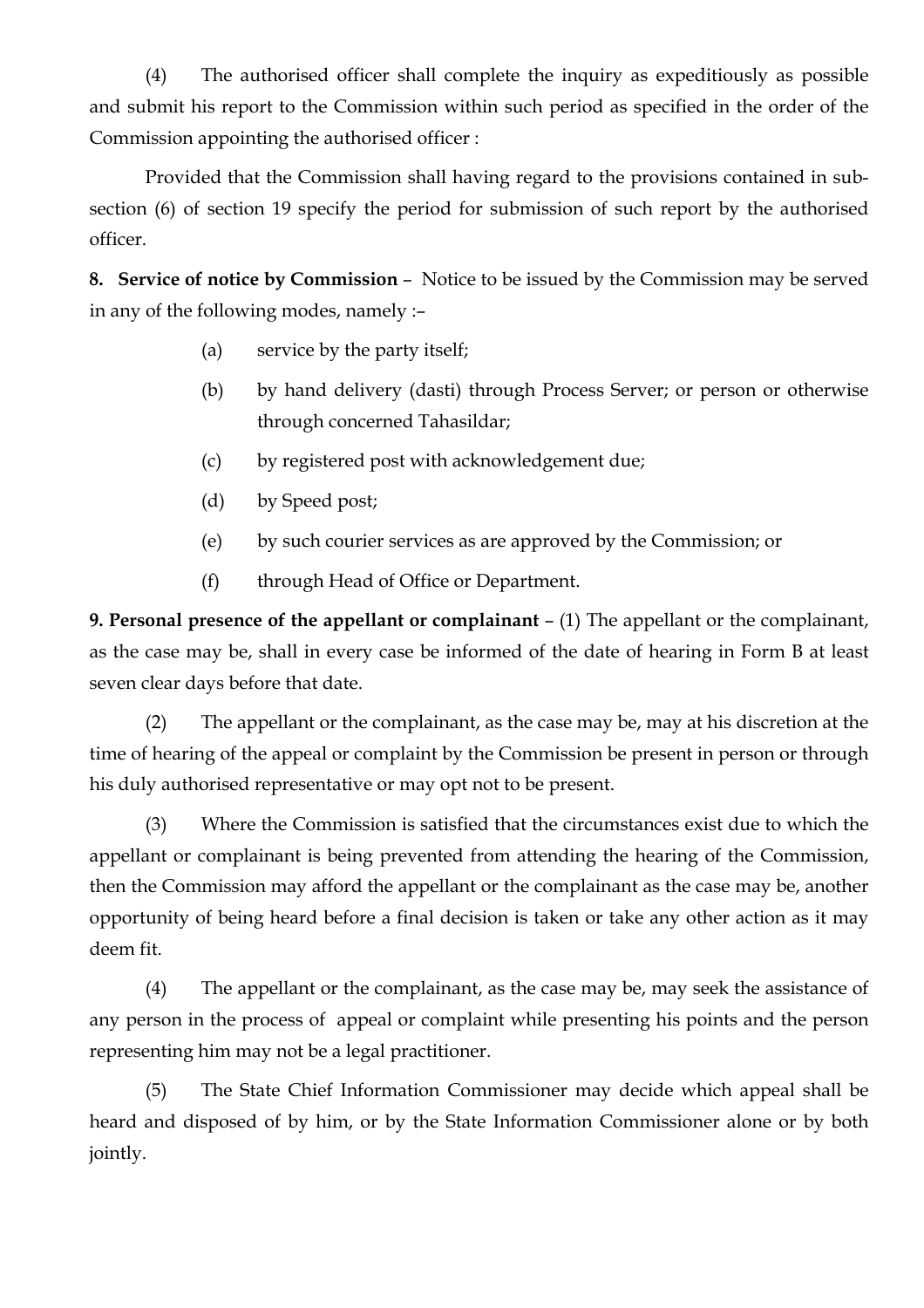(4) The authorised officer shall complete the inquiry as expeditiously as possible and submit his report to the Commission within such period as specified in the order of the Commission appointing the authorised officer :

Provided that the Commission shall having regard to the provisions contained in sub-section (6) of section 19 specify the period for submission of such report by the authorised officer.

**8. Service of notice by Commission** – Notice to be issued by the Commission may be served in any of the following modes, namely :–

(a) service by the party itself;

(b) by hand delivery (dasti) through Process Server; or person or otherwise through concerned Tahasildar;

(c) by registered post with acknowledgement due;

(d) by Speed post;

(e) by such courier services as are approved by the Commission; or

(f) through Head of Office or Department.

**9. Personal presence of the appellant or complainant** – (1) The appellant or the complainant, as the case may be, shall in every case be informed of the date of hearing in Form B at least seven clear days before that date.

(2) The appellant or the complainant, as the case may be, may at his discretion at the time of hearing of the appeal or complaint by the Commission be present in person or through his duly authorised representative or may opt not to be present.

(3) Where the Commission is satisfied that the circumstances exist due to which the appellant or complainant is being prevented from attending the hearing of the Commission, then the Commission may afford the appellant or the complainant as the case may be, another opportunity of being heard before a final decision is taken or take any other action as it may deem fit.

(4) The appellant or the complainant, as the case may be, may seek the assistance of any person in the process of appeal or complaint while presenting his points and the person representing him may not be a legal practitioner.

(5) The State Chief Information Commissioner may decide which appeal shall be heard and disposed of by him, or by the State Information Commissioner alone or by both jointly.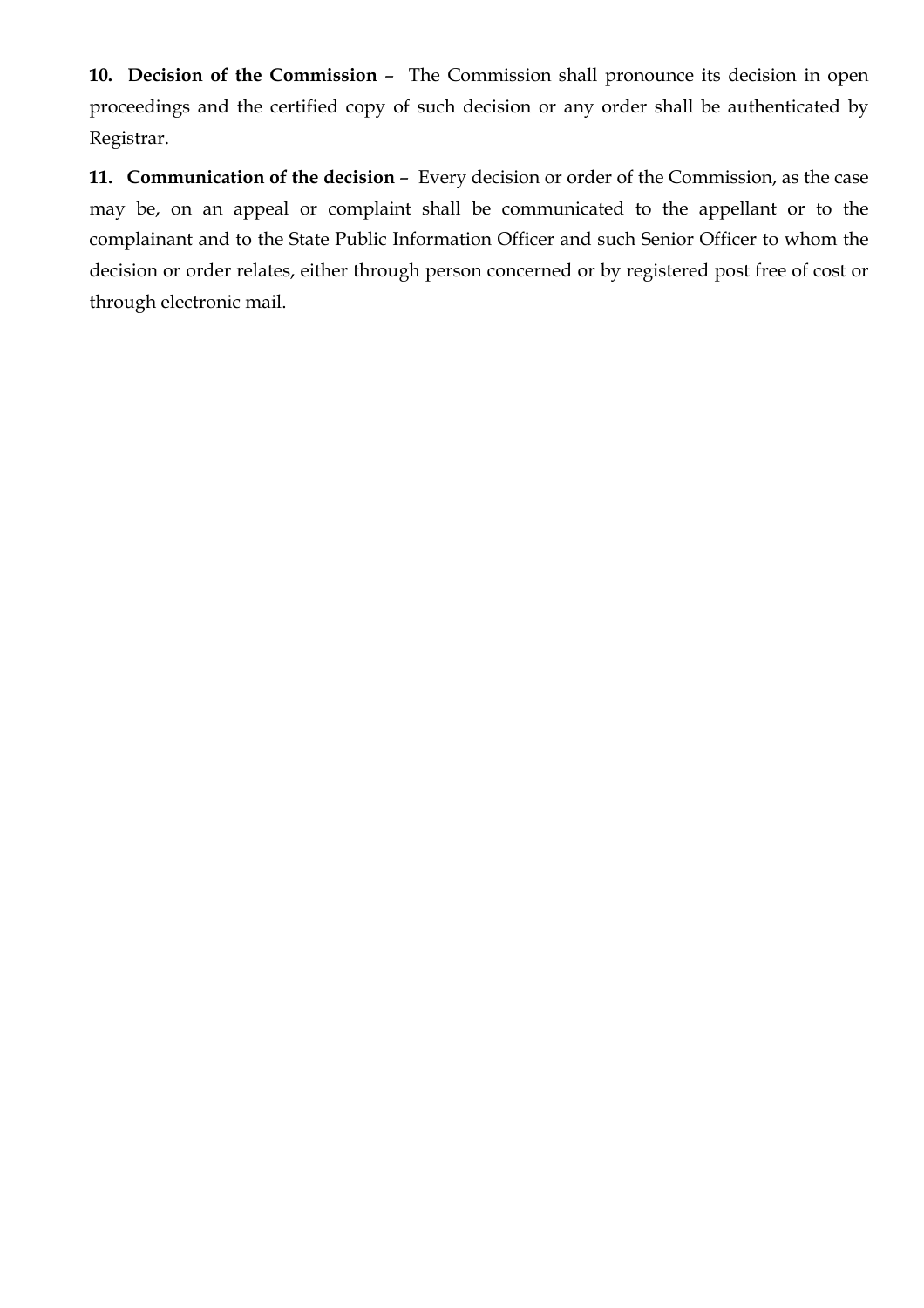**10. Decision of the Commission** – The Commission shall pronounce its decision in open proceedings and the certified copy of such decision or any order shall be authenticated by Registrar.

**11. Communication of the decision** – Every decision or order of the Commission, as the case may be, on an appeal or complaint shall be communicated to the appellant or to the complainant and to the State Public Information Officer and such Senior Officer to whom the decision or order relates, either through person concerned or by registered post free of cost or through electronic mail.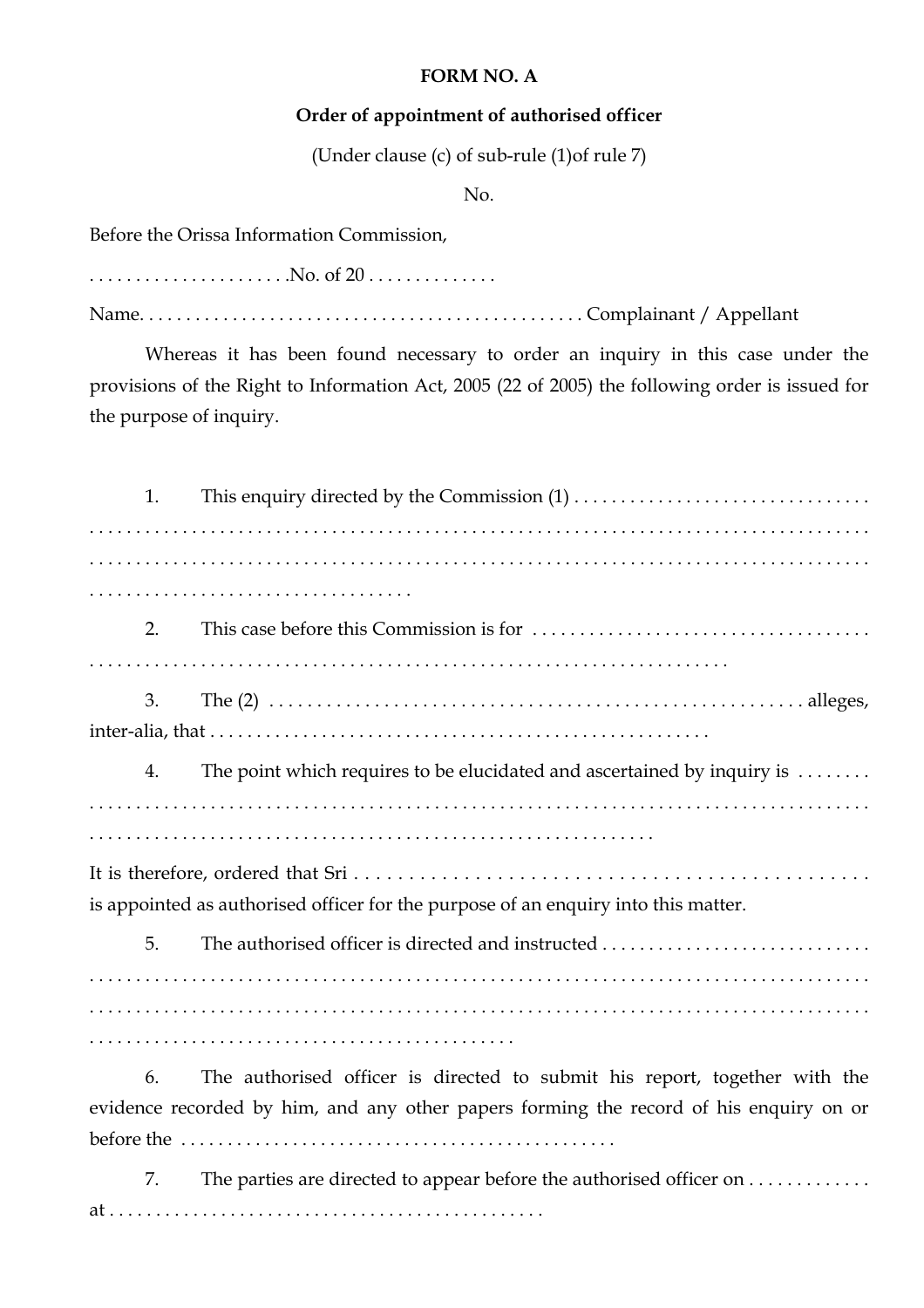**FORM NO. A**

**Order of appointment of authorised officer**

(Under clause (c) of sub-rule (1)of rule 7)

No.

Before the Orissa Information Commission,

. . . . . . . . . . . . . . . . . . . . .No. of 20 . . . . . . . . . . . . . .

Name. . . . . . . . . . . . . . . . . . . . . . . . . . . . . . . . . . . . . . . . . . . . . . . Complainant / Appellant

Whereas it has been found necessary to order an inquiry in this case under the provisions of the Right to Information Act, 2005 (22 of 2005) the following order is issued for the purpose of inquiry.

1. This enquiry directed by the Commission (1) . . . . . . . . . . . . . . . . . . . . . . . . . . . . . . . . . . . . . . . . . . . . . . . . . . . . . . . . . . . . . . . . . . . . . . . . . . . . . . . . . . . . . . . . . . . . . . . . . . . . . . . . . . . . . . . . . . . . . . . . . . . . . . . . . . . . . . . . . . . . . . . . . . . . . . . . . . . . . . . . . . . . . . . . . . . . . . . .

2. This case before this Commission is for . . . . . . . . . . . . . . . . . . . . . . . . . . . . . . . . . . . . . . . . . . . . . . . . . . . . . . . . . . . . . . . . . . . . . . . . . . . . . . . . . . . . . . . . . . . . . . . .

3. The (2) . . . . . . . . . . . . . . . . . . . . . . . . . . . . . . . . . . . . . . . . . . . . . . . . . . . . . . . alleges, inter-alia, that . . . . . . . . . . . . . . . . . . . . . . . . . . . . . . . . . . . . . . . . . . . . . . . . . . . . . .

4. The point which requires to be elucidated and ascertained by inquiry is . . . . . . . . . . . . . . . . . . . . . . . . . . . . . . . . . . . . . . . . . . . . . . . . . . . . . . . . . . . . . . . . . . . . . . . . . . . . . . . . . . . . . . . . . . . . . . . . . . . . . . . . . . . . . . . . . . . . . . . . . . . . . . . . . . . . . . .

It is therefore, ordered that Sri . . . . . . . . . . . . . . . . . . . . . . . . . . . . . . . . . . . . . . . . . . . . . . . . . is appointed as authorised officer for the purpose of an enquiry into this matter.

5. The authorised officer is directed and instructed . . . . . . . . . . . . . . . . . . . . . . . . . . . . . . . . . . . . . . . . . . . . . . . . . . . . . . . . . . . . . . . . . . . . . . . . . . . . . . . . . . . . . . . . . . . . . . . . . . . . . . . . . . . . . . . . . . . . . . . . . . . . . . . . . . . . . . . . . . . . . . . . . . . . . . . . . . . . . . . . . . . . . . . . . . . . . . . . . . . . . . . . . . . . . . .

6. The authorised officer is directed to submit his report, together with the evidence recorded by him, and any other papers forming the record of his enquiry on or before the . . . . . . . . . . . . . . . . . . . . . . . . . . . . . . . . . . . . . . . . . . . . . .

7. The parties are directed to appear before the authorised officer on . . . . . . . . . . . . . at . . . . . . . . . . . . . . . . . . . . . . . . . . . . . . . . . . . . . . . . . . . . . .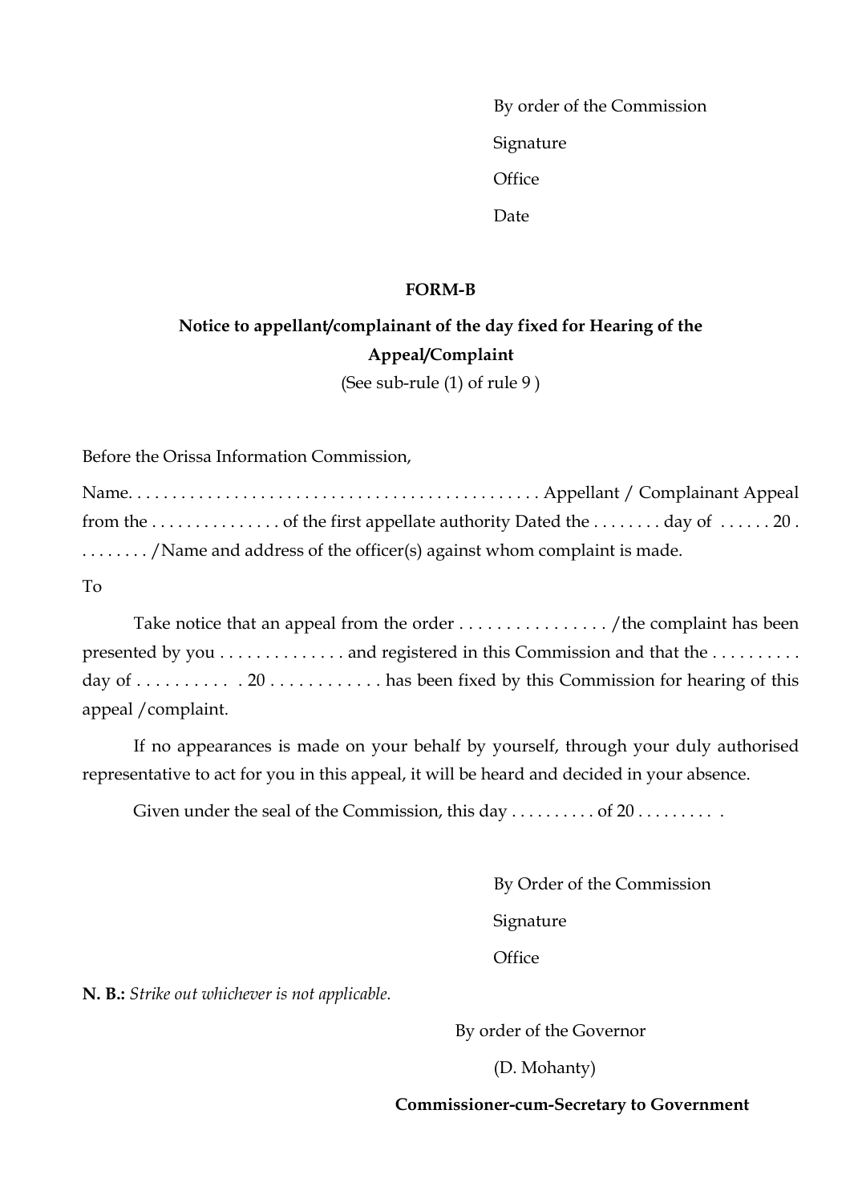By order of the Commission

Signature

Office

Date

**FORM-B**

**Notice to appellant/complainant of the day fixed for Hearing of the Appeal/Complaint**

(See sub-rule (1) of rule 9 )

Before the Orissa Information Commission,

Name. . . . . . . . . . . . . . . . . . . . . . . . . . . . . . . . . . . . . . . . . . . . . Appellant / Complainant Appeal from the . . . . . . . . . . . . . . . of the first appellate authority Dated the . . . . . . . . day of . . . . . . 20 . . . . . . . . . /Name and address of the officer(s) against whom complaint is made.

To

Take notice that an appeal from the order . . . . . . . . . . . . . . . . /the complaint has been presented by you . . . . . . . . . . . . . . and registered in this Commission and that the . . . . . . . . . . day of . . . . . . . . . . . 20 . . . . . . . . . . . . has been fixed by this Commission for hearing of this appeal /complaint.

If no appearances is made on your behalf by yourself, through your duly authorised representative to act for you in this appeal, it will be heard and decided in your absence.

Given under the seal of the Commission, this day . . . . . . . . . . of 20 . . . . . . . . . .

By Order of the Commission

Signature

Office

**N. B.:** *Strike out whichever is not applicable.*

By order of the Governor

(D. Mohanty)

**Commissioner-cum-Secretary to Government**